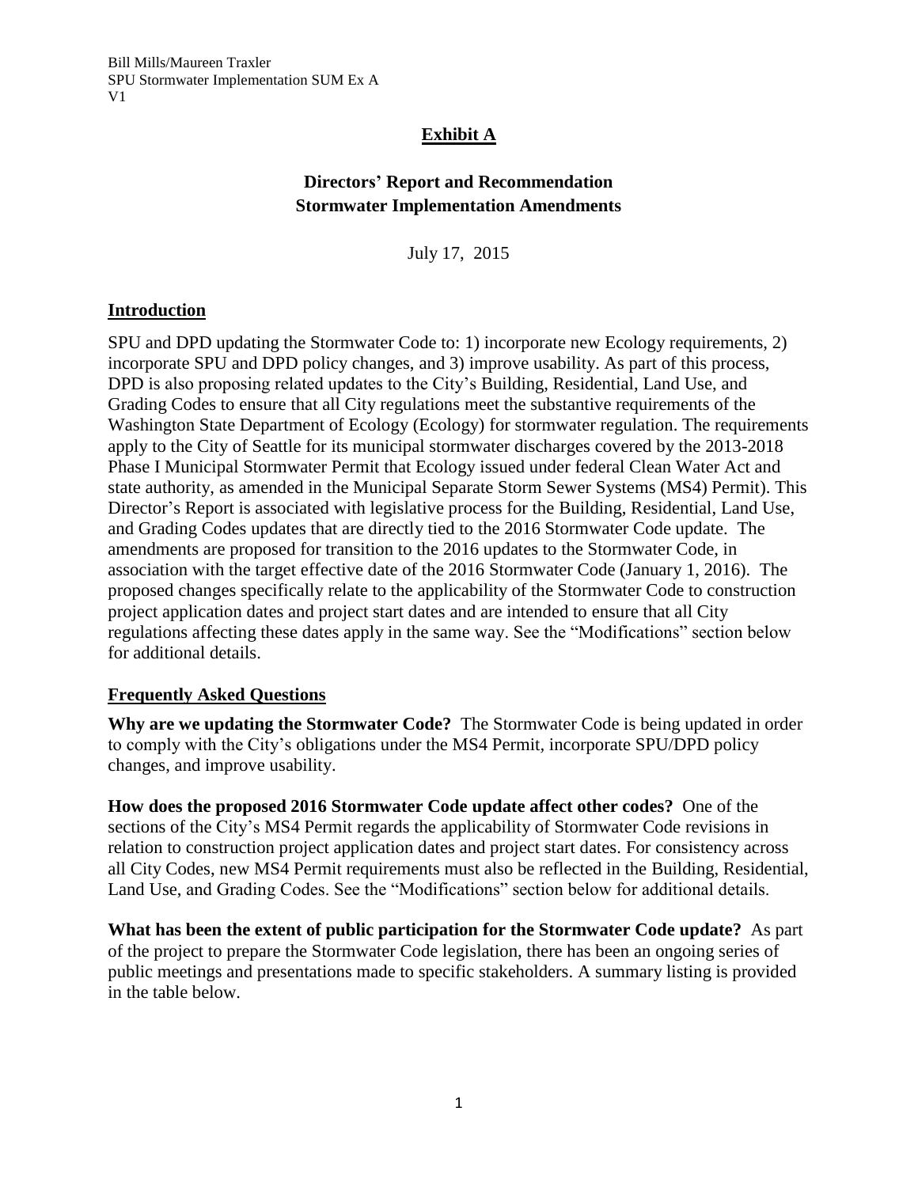## Exhibit A

### Directors' Report and Recommendation
### Stormwater Implementation Amendments

July 17, 2015

### Introduction

SPU and DPD updating the Stormwater Code to: 1) incorporate new Ecology requirements, 2) incorporate SPU and DPD policy changes, and 3) improve usability. As part of this process, DPD is also proposing related updates to the City's Building, Residential, Land Use, and Grading Codes to ensure that all City regulations meet the substantive requirements of the Washington State Department of Ecology (Ecology) for stormwater regulation. The requirements apply to the City of Seattle for its municipal stormwater discharges covered by the 2013-2018 Phase I Municipal Stormwater Permit that Ecology issued under federal Clean Water Act and state authority, as amended in the Municipal Separate Storm Sewer Systems (MS4) Permit). This Director's Report is associated with legislative process for the Building, Residential, Land Use, and Grading Codes updates that are directly tied to the 2016 Stormwater Code update. The amendments are proposed for transition to the 2016 updates to the Stormwater Code, in association with the target effective date of the 2016 Stormwater Code (January 1, 2016). The proposed changes specifically relate to the applicability of the Stormwater Code to construction project application dates and project start dates and are intended to ensure that all City regulations affecting these dates apply in the same way. See the "Modifications" section below for additional details.

### Frequently Asked Questions

**Why are we updating the Stormwater Code?** The Stormwater Code is being updated in order to comply with the City's obligations under the MS4 Permit, incorporate SPU/DPD policy changes, and improve usability.

**How does the proposed 2016 Stormwater Code update affect other codes?** One of the sections of the City's MS4 Permit regards the applicability of Stormwater Code revisions in relation to construction project application dates and project start dates. For consistency across all City Codes, new MS4 Permit requirements must also be reflected in the Building, Residential, Land Use, and Grading Codes. See the "Modifications" section below for additional details.

**What has been the extent of public participation for the Stormwater Code update?** As part of the project to prepare the Stormwater Code legislation, there has been an ongoing series of public meetings and presentations made to specific stakeholders. A summary listing is provided in the table below.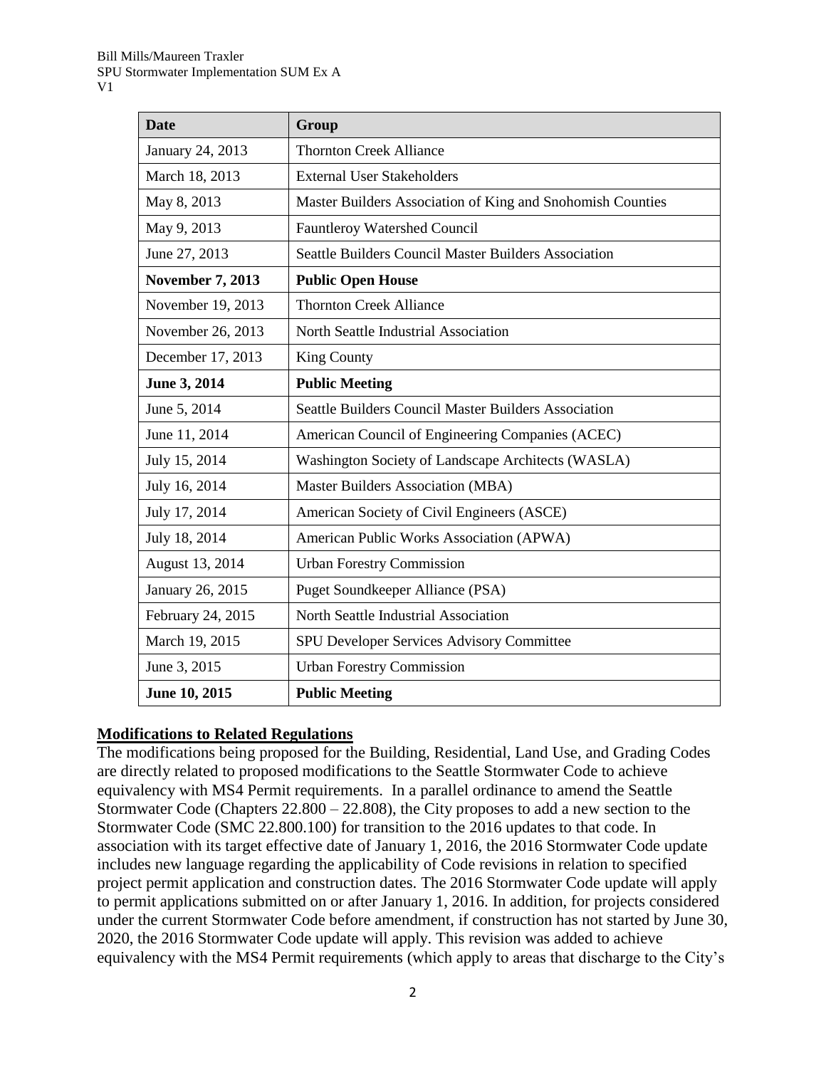| Date | Group |
|---|---|
| January 24, 2013 | Thornton Creek Alliance |
| March 18, 2013 | External User Stakeholders |
| May 8, 2013 | Master Builders Association of King and Snohomish Counties |
| May 9, 2013 | Fauntleroy Watershed Council |
| June 27, 2013 | Seattle Builders Council Master Builders Association |
| **November 7, 2013** | **Public Open House** |
| November 19, 2013 | Thornton Creek Alliance |
| November 26, 2013 | North Seattle Industrial Association |
| December 17, 2013 | King County |
| **June 3, 2014** | **Public Meeting** |
| June 5, 2014 | Seattle Builders Council Master Builders Association |
| June 11, 2014 | American Council of Engineering Companies (ACEC) |
| July 15, 2014 | Washington Society of Landscape Architects (WASLA) |
| July 16, 2014 | Master Builders Association (MBA) |
| July 17, 2014 | American Society of Civil Engineers (ASCE) |
| July 18, 2014 | American Public Works Association (APWA) |
| August 13, 2014 | Urban Forestry Commission |
| January 26, 2015 | Puget Soundkeeper Alliance (PSA) |
| February 24, 2015 | North Seattle Industrial Association |
| March 19, 2015 | SPU Developer Services Advisory Committee |
| June 3, 2015 | Urban Forestry Commission |
| **June 10, 2015** | **Public Meeting** |

## Modifications to Related Regulations

The modifications being proposed for the Building, Residential, Land Use, and Grading Codes are directly related to proposed modifications to the Seattle Stormwater Code to achieve equivalency with MS4 Permit requirements. In a parallel ordinance to amend the Seattle Stormwater Code (Chapters 22.800 – 22.808), the City proposes to add a new section to the Stormwater Code (SMC 22.800.100) for transition to the 2016 updates to that code. In association with its target effective date of January 1, 2016, the 2016 Stormwater Code update includes new language regarding the applicability of Code revisions in relation to specified project permit application and construction dates. The 2016 Stormwater Code update will apply to permit applications submitted on or after January 1, 2016. In addition, for projects considered under the current Stormwater Code before amendment, if construction has not started by June 30, 2020, the 2016 Stormwater Code update will apply. This revision was added to achieve equivalency with the MS4 Permit requirements (which apply to areas that discharge to the City's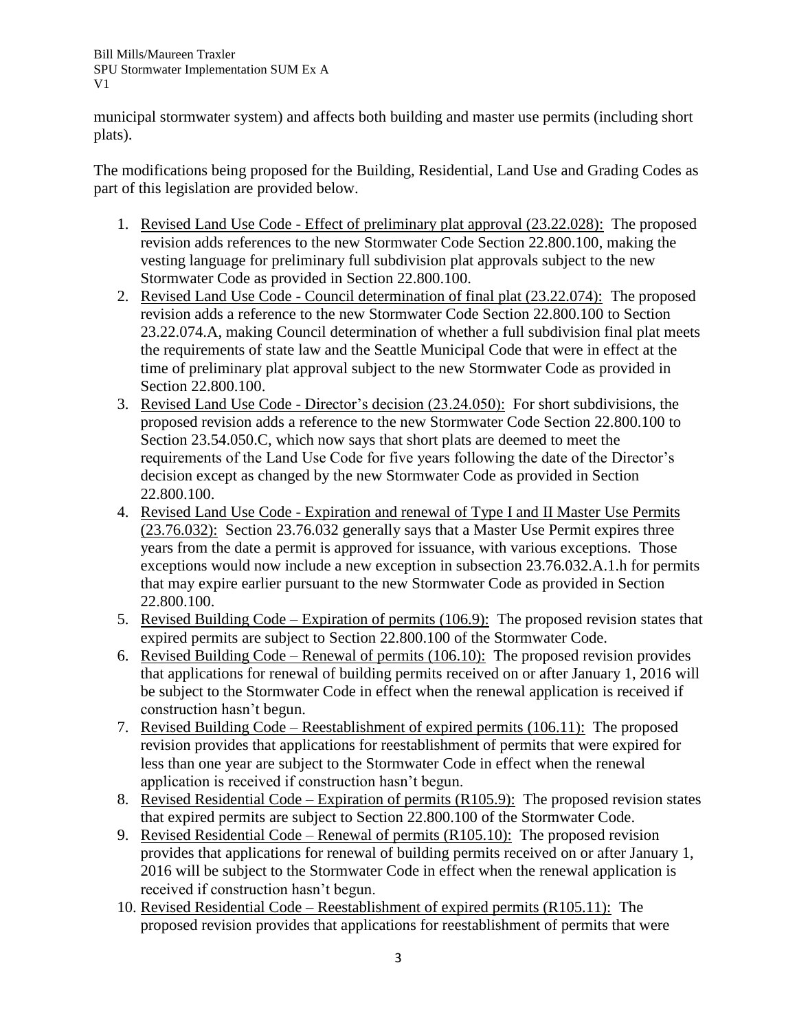municipal stormwater system) and affects both building and master use permits (including short plats).

The modifications being proposed for the Building, Residential, Land Use and Grading Codes as part of this legislation are provided below.

1. Revised Land Use Code - Effect of preliminary plat approval (23.22.028): The proposed revision adds references to the new Stormwater Code Section 22.800.100, making the vesting language for preliminary full subdivision plat approvals subject to the new Stormwater Code as provided in Section 22.800.100.
2. Revised Land Use Code - Council determination of final plat (23.22.074): The proposed revision adds a reference to the new Stormwater Code Section 22.800.100 to Section 23.22.074.A, making Council determination of whether a full subdivision final plat meets the requirements of state law and the Seattle Municipal Code that were in effect at the time of preliminary plat approval subject to the new Stormwater Code as provided in Section 22.800.100.
3. Revised Land Use Code - Director's decision (23.24.050): For short subdivisions, the proposed revision adds a reference to the new Stormwater Code Section 22.800.100 to Section 23.54.050.C, which now says that short plats are deemed to meet the requirements of the Land Use Code for five years following the date of the Director's decision except as changed by the new Stormwater Code as provided in Section 22.800.100.
4. Revised Land Use Code - Expiration and renewal of Type I and II Master Use Permits (23.76.032): Section 23.76.032 generally says that a Master Use Permit expires three years from the date a permit is approved for issuance, with various exceptions. Those exceptions would now include a new exception in subsection 23.76.032.A.1.h for permits that may expire earlier pursuant to the new Stormwater Code as provided in Section 22.800.100.
5. Revised Building Code – Expiration of permits (106.9): The proposed revision states that expired permits are subject to Section 22.800.100 of the Stormwater Code.
6. Revised Building Code – Renewal of permits (106.10): The proposed revision provides that applications for renewal of building permits received on or after January 1, 2016 will be subject to the Stormwater Code in effect when the renewal application is received if construction hasn't begun.
7. Revised Building Code – Reestablishment of expired permits (106.11): The proposed revision provides that applications for reestablishment of permits that were expired for less than one year are subject to the Stormwater Code in effect when the renewal application is received if construction hasn't begun.
8. Revised Residential Code – Expiration of permits (R105.9): The proposed revision states that expired permits are subject to Section 22.800.100 of the Stormwater Code.
9. Revised Residential Code – Renewal of permits (R105.10): The proposed revision provides that applications for renewal of building permits received on or after January 1, 2016 will be subject to the Stormwater Code in effect when the renewal application is received if construction hasn't begun.
10. Revised Residential Code – Reestablishment of expired permits (R105.11): The proposed revision provides that applications for reestablishment of permits that were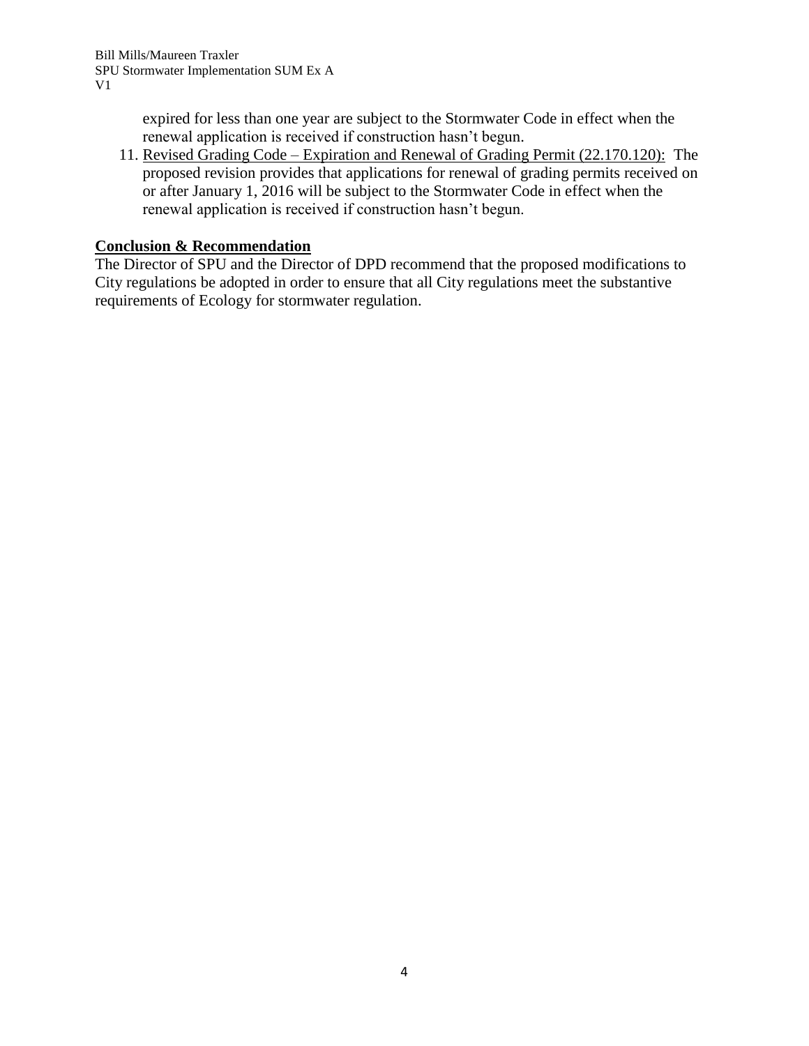expired for less than one year are subject to the Stormwater Code in effect when the renewal application is received if construction hasn't begun.

11. Revised Grading Code – Expiration and Renewal of Grading Permit (22.170.120): The proposed revision provides that applications for renewal of grading permits received on or after January 1, 2016 will be subject to the Stormwater Code in effect when the renewal application is received if construction hasn't begun.

**Conclusion & Recommendation**

The Director of SPU and the Director of DPD recommend that the proposed modifications to City regulations be adopted in order to ensure that all City regulations meet the substantive requirements of Ecology for stormwater regulation.